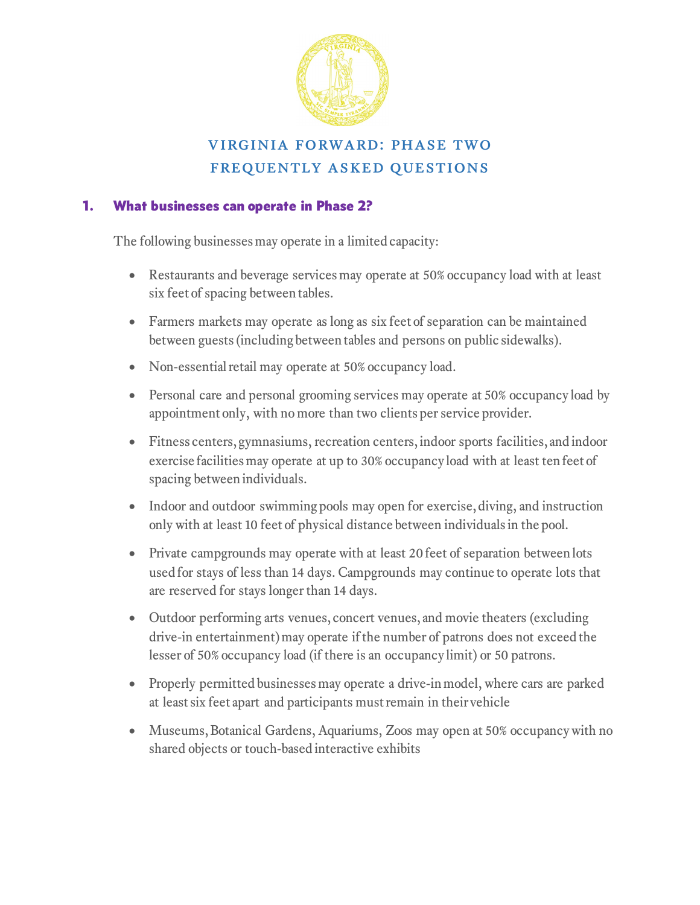# VIRGINIA FORWARD: PHASE TWO
# FREQUENTLY ASKED QUESTIONS

## 1. What businesses can operate in Phase 2?

The following businesses may operate in a limited capacity:

- Restaurants and beverage services may operate at 50% occupancy load with at least six feet of spacing between tables.
- Farmers markets may operate as long as six feet of separation can be maintained between guests (including between tables and persons on public sidewalks).
- Non-essential retail may operate at 50% occupancy load.
- Personal care and personal grooming services may operate at 50% occupancy load by appointment only, with no more than two clients per service provider.
- Fitness centers, gymnasiums, recreation centers, indoor sports facilities, and indoor exercise facilities may operate at up to 30% occupancy load with at least ten feet of spacing between individuals.
- Indoor and outdoor swimming pools may open for exercise, diving, and instruction only with at least 10 feet of physical distance between individuals in the pool.
- Private campgrounds may operate with at least 20 feet of separation between lots used for stays of less than 14 days. Campgrounds may continue to operate lots that are reserved for stays longer than 14 days.
- Outdoor performing arts venues, concert venues, and movie theaters (excluding drive-in entertainment) may operate if the number of patrons does not exceed the lesser of 50% occupancy load (if there is an occupancy limit) or 50 patrons.
- Properly permitted businesses may operate a drive-in model, where cars are parked at least six feet apart and participants must remain in their vehicle
- Museums, Botanical Gardens, Aquariums, Zoos may open at 50% occupancy with no shared objects or touch-based interactive exhibits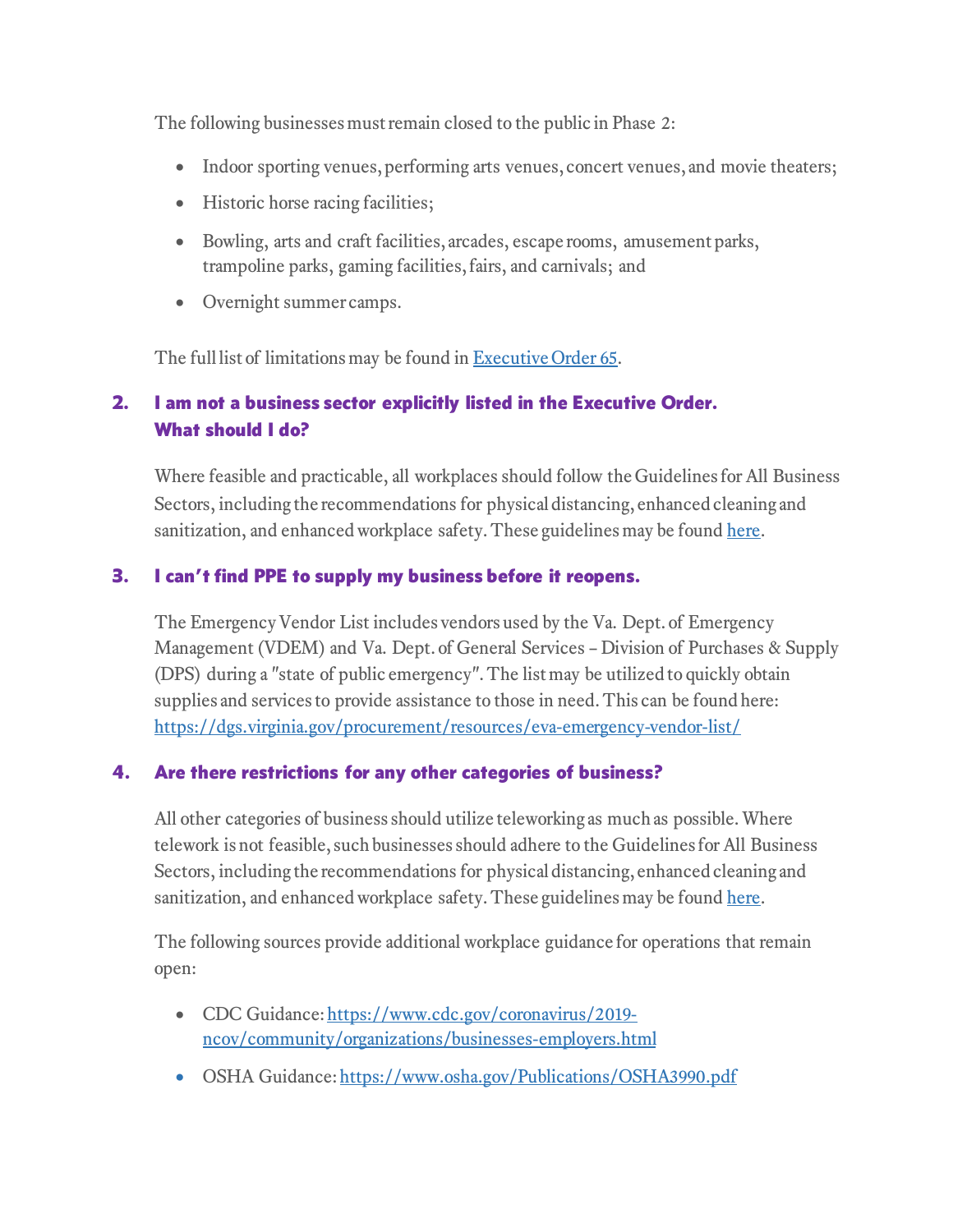The following businesses must remain closed to the public in Phase 2:

- Indoor sporting venues, performing arts venues, concert venues, and movie theaters;
- Historic horse racing facilities;
- Bowling, arts and craft facilities, arcades, escape rooms, amusement parks, trampoline parks, gaming facilities, fairs, and carnivals; and
- Overnight summer camps.

The full list of limitations may be found in [Executive Order 65](Executive Order 65).

### 2. I am not a business sector explicitly listed in the Executive Order. What should I do?

Where feasible and practicable, all workplaces should follow the Guidelines for All Business Sectors, including the recommendations for physical distancing, enhanced cleaning and sanitization, and enhanced workplace safety. These guidelines may be found here.

### 3. I can't find PPE to supply my business before it reopens.

The Emergency Vendor List includes vendors used by the Va. Dept. of Emergency Management (VDEM) and Va. Dept. of General Services – Division of Purchases & Supply (DPS) during a "state of public emergency". The list may be utilized to quickly obtain supplies and services to provide assistance to those in need. This can be found here: https://dgs.virginia.gov/procurement/resources/eva-emergency-vendor-list/

### 4. Are there restrictions for any other categories of business?

All other categories of business should utilize teleworking as much as possible. Where telework is not feasible, such businesses should adhere to the Guidelines for All Business Sectors, including the recommendations for physical distancing, enhanced cleaning and sanitization, and enhanced workplace safety. These guidelines may be found here.

The following sources provide additional workplace guidance for operations that remain open:

- CDC Guidance: https://www.cdc.gov/coronavirus/2019-ncov/community/organizations/businesses-employers.html
- OSHA Guidance: https://www.osha.gov/Publications/OSHA3990.pdf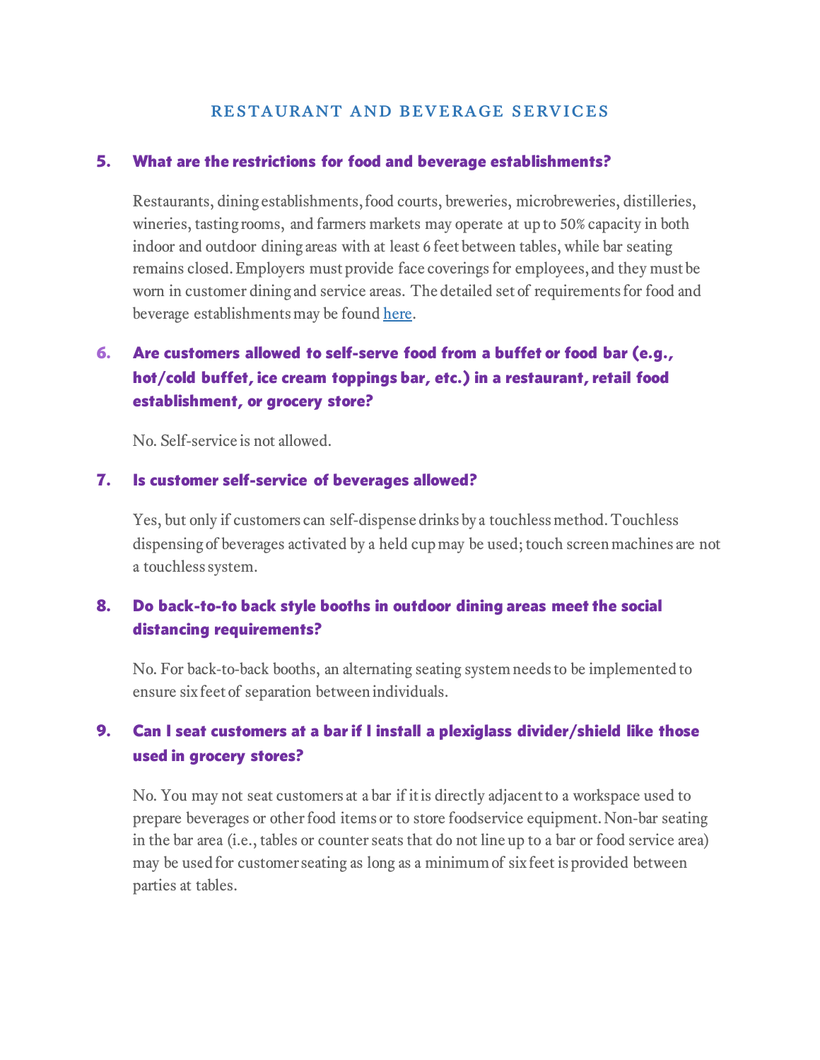## RESTAURANT AND BEVERAGE SERVICES

### 5. What are the restrictions for food and beverage establishments?

Restaurants, dining establishments, food courts, breweries, microbreweries, distilleries, wineries, tasting rooms, and farmers markets may operate at up to 50% capacity in both indoor and outdoor dining areas with at least 6 feet between tables, while bar seating remains closed. Employers must provide face coverings for employees, and they must be worn in customer dining and service areas. The detailed set of requirements for food and beverage establishments may be found here.

### 6. Are customers allowed to self-serve food from a buffet or food bar (e.g., hot/cold buffet, ice cream toppings bar, etc.) in a restaurant, retail food establishment, or grocery store?

No. Self-service is not allowed.

### 7. Is customer self-service of beverages allowed?

Yes, but only if customers can self-dispense drinks by a touchless method. Touchless dispensing of beverages activated by a held cup may be used; touch screen machines are not a touchless system.

### 8. Do back-to-to back style booths in outdoor dining areas meet the social distancing requirements?

No. For back-to-back booths, an alternating seating system needs to be implemented to ensure six feet of separation between individuals.

### 9. Can I seat customers at a bar if I install a plexiglass divider/shield like those used in grocery stores?

No. You may not seat customers at a bar if it is directly adjacent to a workspace used to prepare beverages or other food items or to store foodservice equipment. Non-bar seating in the bar area (i.e., tables or counter seats that do not line up to a bar or food service area) may be used for customer seating as long as a minimum of six feet is provided between parties at tables.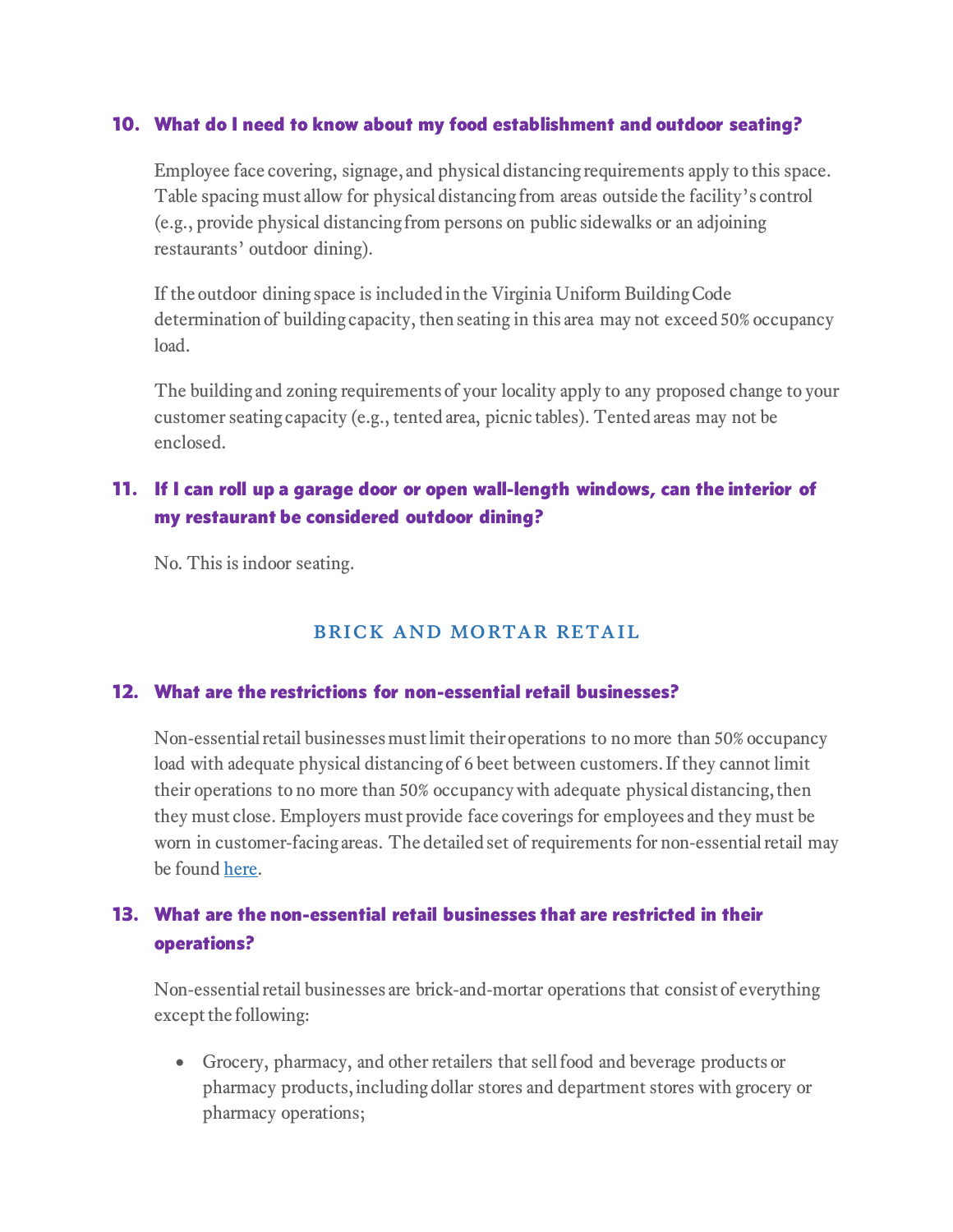### 10. What do I need to know about my food establishment and outdoor seating?

Employee face covering, signage, and physical distancing requirements apply to this space. Table spacing must allow for physical distancing from areas outside the facility's control (e.g., provide physical distancing from persons on public sidewalks or an adjoining restaurants' outdoor dining).

If the outdoor dining space is included in the Virginia Uniform Building Code determination of building capacity, then seating in this area may not exceed 50% occupancy load.

The building and zoning requirements of your locality apply to any proposed change to your customer seating capacity (e.g., tented area, picnic tables). Tented areas may not be enclosed.

### 11. If I can roll up a garage door or open wall-length windows, can the interior of my restaurant be considered outdoor dining?

No. This is indoor seating.

## BRICK AND MORTAR RETAIL

### 12. What are the restrictions for non-essential retail businesses?

Non-essential retail businesses must limit their operations to no more than 50% occupancy load with adequate physical distancing of 6 beet between customers. If they cannot limit their operations to no more than 50% occupancy with adequate physical distancing, then they must close. Employers must provide face coverings for employees and they must be worn in customer-facing areas. The detailed set of requirements for non-essential retail may be found here.

### 13. What are the non-essential retail businesses that are restricted in their operations?

Non-essential retail businesses are brick-and-mortar operations that consist of everything except the following:

- Grocery, pharmacy, and other retailers that sell food and beverage products or pharmacy products, including dollar stores and department stores with grocery or pharmacy operations;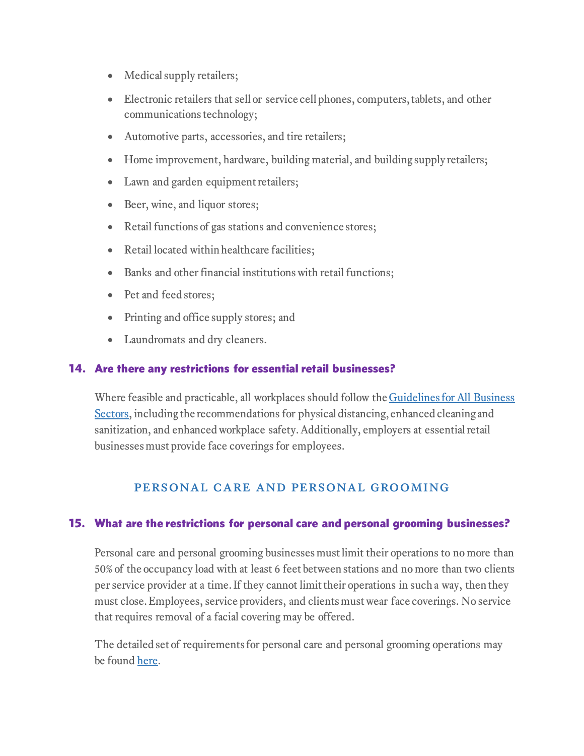- Medical supply retailers;
- Electronic retailers that sell or service cell phones, computers, tablets, and other communications technology;
- Automotive parts, accessories, and tire retailers;
- Home improvement, hardware, building material, and building supply retailers;
- Lawn and garden equipment retailers;
- Beer, wine, and liquor stores;
- Retail functions of gas stations and convenience stores;
- Retail located within healthcare facilities;
- Banks and other financial institutions with retail functions;
- Pet and feed stores;
- Printing and office supply stores; and
- Laundromats and dry cleaners.

### 14. Are there any restrictions for essential retail businesses?

Where feasible and practicable, all workplaces should follow the [Guidelines for All Business Sectors](), including the recommendations for physical distancing, enhanced cleaning and sanitization, and enhanced workplace safety. Additionally, employers at essential retail businesses must provide face coverings for employees.

## PERSONAL CARE AND PERSONAL GROOMING

### 15. What are the restrictions for personal care and personal grooming businesses?

Personal care and personal grooming businesses must limit their operations to no more than 50% of the occupancy load with at least 6 feet between stations and no more than two clients per service provider at a time. If they cannot limit their operations in such a way, then they must close. Employees, service providers, and clients must wear face coverings. No service that requires removal of a facial covering may be offered.

The detailed set of requirements for personal care and personal grooming operations may be found [here]().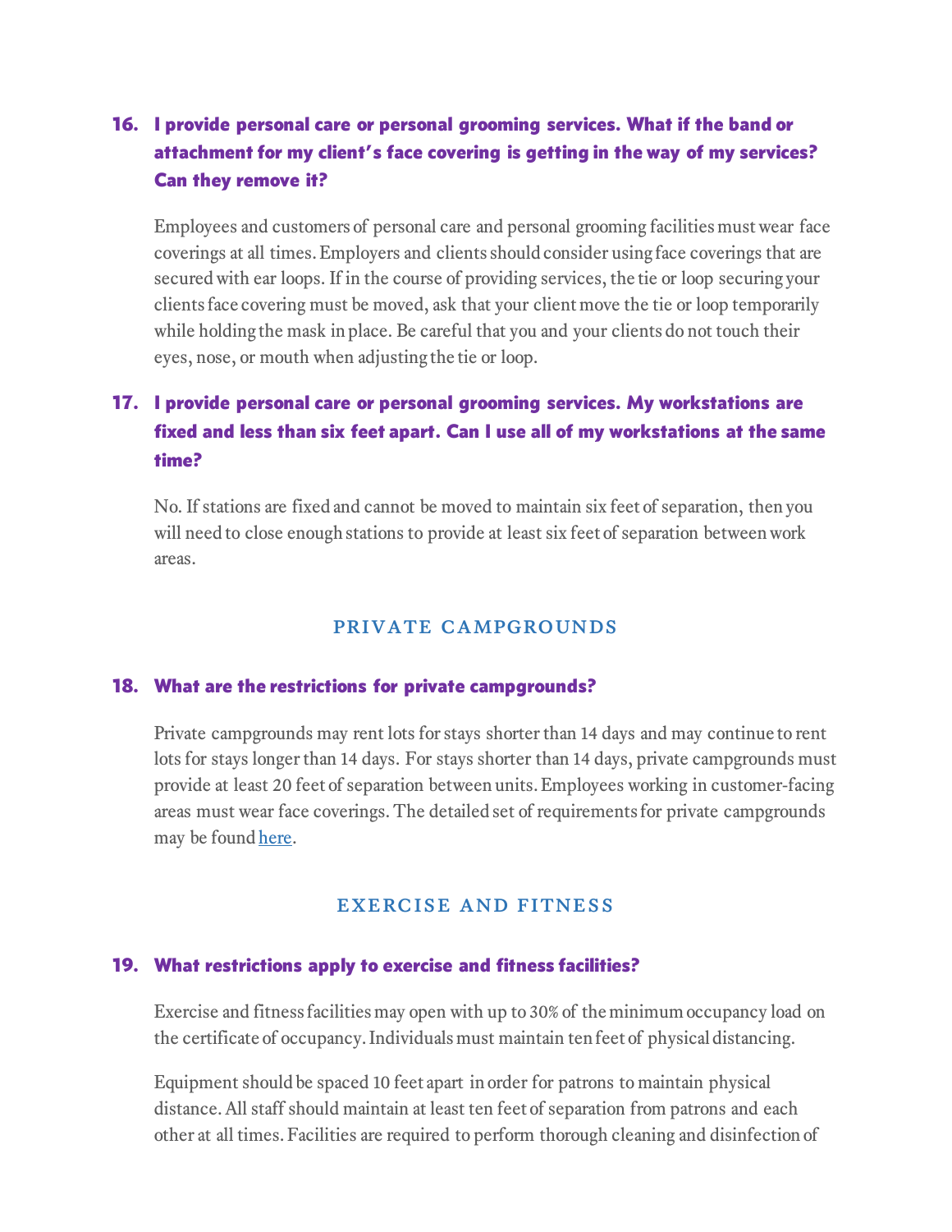### 16. I provide personal care or personal grooming services. What if the band or attachment for my client's face covering is getting in the way of my services? Can they remove it?

Employees and customers of personal care and personal grooming facilities must wear face coverings at all times. Employers and clients should consider using face coverings that are secured with ear loops. If in the course of providing services, the tie or loop securing your clients face covering must be moved, ask that your client move the tie or loop temporarily while holding the mask in place. Be careful that you and your clients do not touch their eyes, nose, or mouth when adjusting the tie or loop.

### 17. I provide personal care or personal grooming services. My workstations are fixed and less than six feet apart. Can I use all of my workstations at the same time?

No. If stations are fixed and cannot be moved to maintain six feet of separation, then you will need to close enough stations to provide at least six feet of separation between work areas.

## PRIVATE CAMPGROUNDS

### 18. What are the restrictions for private campgrounds?

Private campgrounds may rent lots for stays shorter than 14 days and may continue to rent lots for stays longer than 14 days. For stays shorter than 14 days, private campgrounds must provide at least 20 feet of separation between units. Employees working in customer-facing areas must wear face coverings. The detailed set of requirements for private campgrounds may be found here.

## EXERCISE AND FITNESS

### 19. What restrictions apply to exercise and fitness facilities?

Exercise and fitness facilities may open with up to 30% of the minimum occupancy load on the certificate of occupancy. Individuals must maintain ten feet of physical distancing.

Equipment should be spaced 10 feet apart in order for patrons to maintain physical distance. All staff should maintain at least ten feet of separation from patrons and each other at all times. Facilities are required to perform thorough cleaning and disinfection of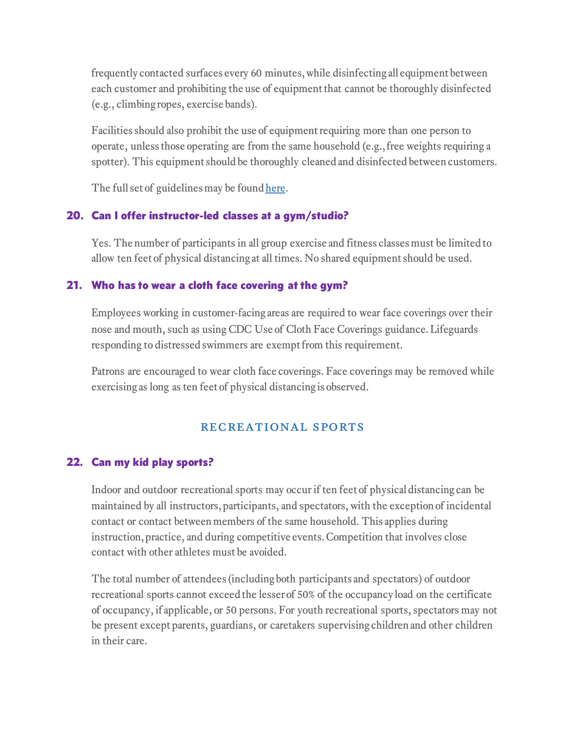frequently contacted surfaces every 60 minutes, while disinfecting all equipment between each customer and prohibiting the use of equipment that cannot be thoroughly disinfected (e.g., climbing ropes, exercise bands).

Facilities should also prohibit the use of equipment requiring more than one person to operate, unless those operating are from the same household (e.g., free weights requiring a spotter). This equipment should be thoroughly cleaned and disinfected between customers.

The full set of guidelines may be found here.

### 20. Can I offer instructor-led classes at a gym/studio?

Yes. The number of participants in all group exercise and fitness classes must be limited to allow ten feet of physical distancing at all times. No shared equipment should be used.

### 21. Who has to wear a cloth face covering at the gym?

Employees working in customer-facing areas are required to wear face coverings over their nose and mouth, such as using CDC Use of Cloth Face Coverings guidance. Lifeguards responding to distressed swimmers are exempt from this requirement.

Patrons are encouraged to wear cloth face coverings. Face coverings may be removed while exercising as long as ten feet of physical distancing is observed.

## RECREATIONAL SPORTS

### 22. Can my kid play sports?

Indoor and outdoor recreational sports may occur if ten feet of physical distancing can be maintained by all instructors, participants, and spectators, with the exception of incidental contact or contact between members of the same household. This applies during instruction, practice, and during competitive events. Competition that involves close contact with other athletes must be avoided.

The total number of attendees (including both participants and spectators) of outdoor recreational sports cannot exceed the lesser of 50% of the occupancy load on the certificate of occupancy, if applicable, or 50 persons. For youth recreational sports, spectators may not be present except parents, guardians, or caretakers supervising children and other children in their care.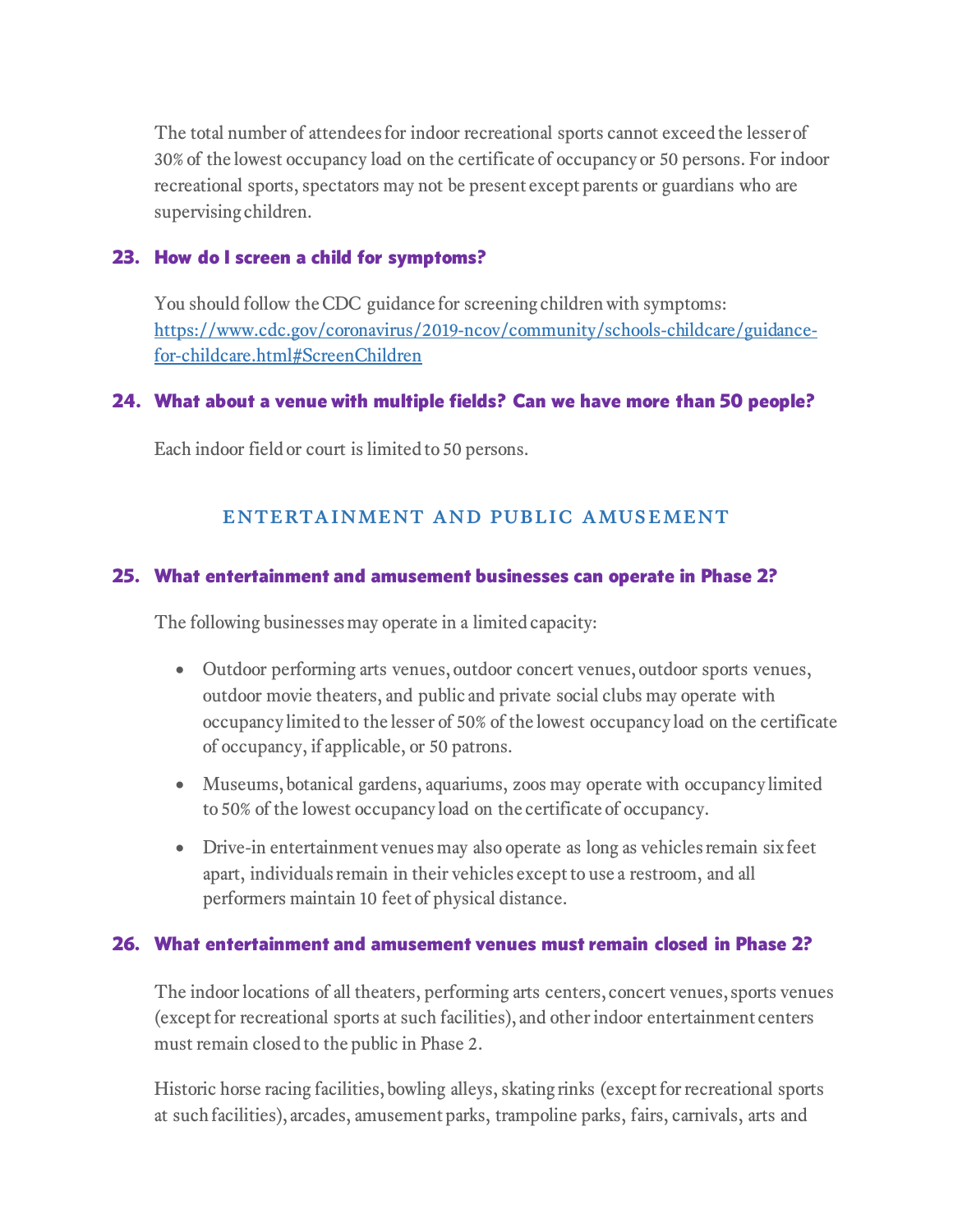The total number of attendees for indoor recreational sports cannot exceed the lesser of 30% of the lowest occupancy load on the certificate of occupancy or 50 persons. For indoor recreational sports, spectators may not be present except parents or guardians who are supervising children.

### 23. How do I screen a child for symptoms?

You should follow the CDC guidance for screening children with symptoms: [https://www.cdc.gov/coronavirus/2019-ncov/community/schools-childcare/guidance-for-childcare.html#ScreenChildren](https://www.cdc.gov/coronavirus/2019-ncov/community/schools-childcare/guidance-for-childcare.html#ScreenChildren)

### 24. What about a venue with multiple fields? Can we have more than 50 people?

Each indoor field or court is limited to 50 persons.

## ENTERTAINMENT AND PUBLIC AMUSEMENT

### 25. What entertainment and amusement businesses can operate in Phase 2?

The following businesses may operate in a limited capacity:

- Outdoor performing arts venues, outdoor concert venues, outdoor sports venues, outdoor movie theaters, and public and private social clubs may operate with occupancy limited to the lesser of 50% of the lowest occupancy load on the certificate of occupancy, if applicable, or 50 patrons.
- Museums, botanical gardens, aquariums, zoos may operate with occupancy limited to 50% of the lowest occupancy load on the certificate of occupancy.
- Drive-in entertainment venues may also operate as long as vehicles remain six feet apart, individuals remain in their vehicles except to use a restroom, and all performers maintain 10 feet of physical distance.

### 26. What entertainment and amusement venues must remain closed in Phase 2?

The indoor locations of all theaters, performing arts centers, concert venues, sports venues (except for recreational sports at such facilities), and other indoor entertainment centers must remain closed to the public in Phase 2.

Historic horse racing facilities, bowling alleys, skating rinks (except for recreational sports at such facilities), arcades, amusement parks, trampoline parks, fairs, carnivals, arts and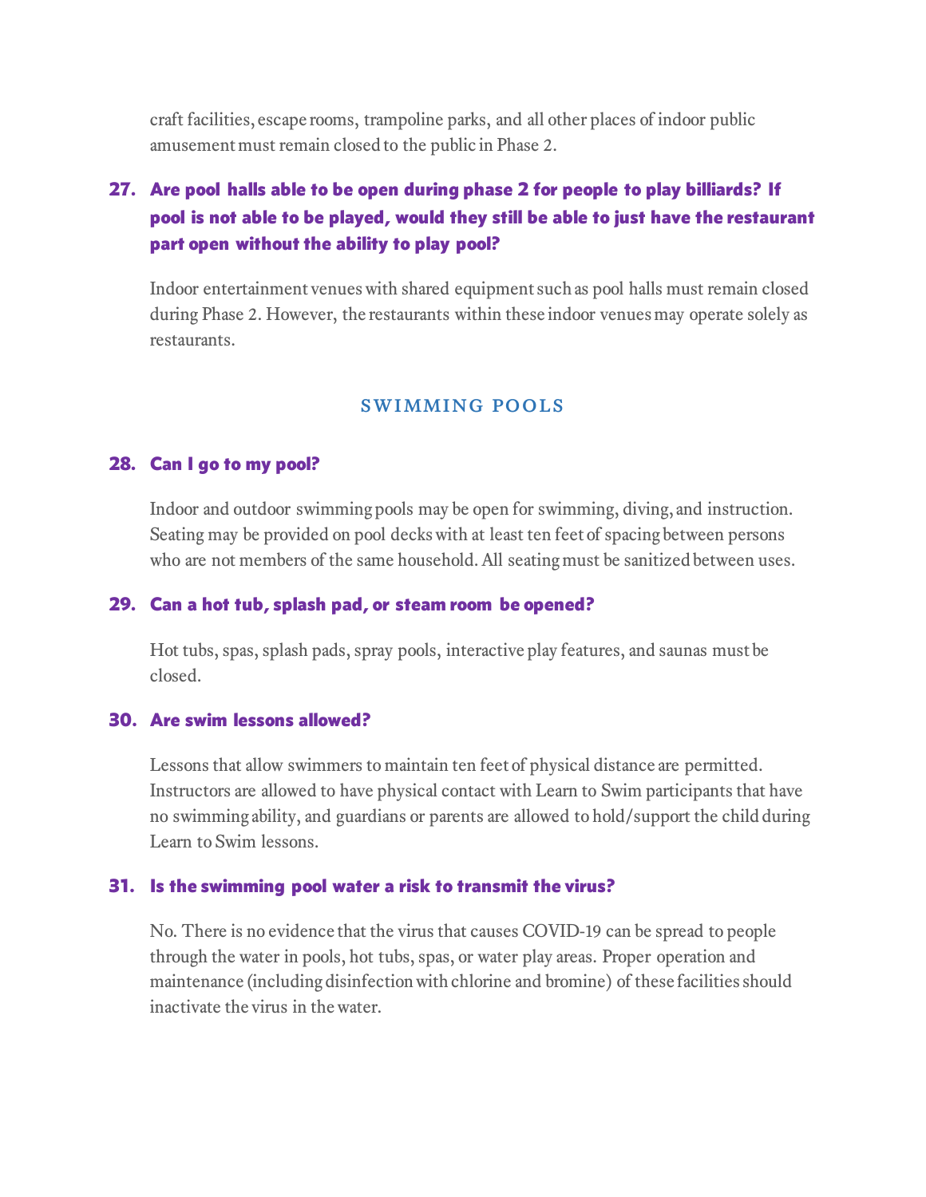craft facilities, escape rooms, trampoline parks, and all other places of indoor public amusement must remain closed to the public in Phase 2.

### 27. Are pool halls able to be open during phase 2 for people to play billiards? If pool is not able to be played, would they still be able to just have the restaurant part open without the ability to play pool?

Indoor entertainment venues with shared equipment such as pool halls must remain closed during Phase 2. However, the restaurants within these indoor venues may operate solely as restaurants.

## SWIMMING POOLS

### 28. Can I go to my pool?

Indoor and outdoor swimming pools may be open for swimming, diving, and instruction. Seating may be provided on pool decks with at least ten feet of spacing between persons who are not members of the same household. All seating must be sanitized between uses.

### 29. Can a hot tub, splash pad, or steam room be opened?

Hot tubs, spas, splash pads, spray pools, interactive play features, and saunas must be closed.

### 30. Are swim lessons allowed?

Lessons that allow swimmers to maintain ten feet of physical distance are permitted. Instructors are allowed to have physical contact with Learn to Swim participants that have no swimming ability, and guardians or parents are allowed to hold/support the child during Learn to Swim lessons.

### 31. Is the swimming pool water a risk to transmit the virus?

No. There is no evidence that the virus that causes COVID-19 can be spread to people through the water in pools, hot tubs, spas, or water play areas. Proper operation and maintenance (including disinfection with chlorine and bromine) of these facilities should inactivate the virus in the water.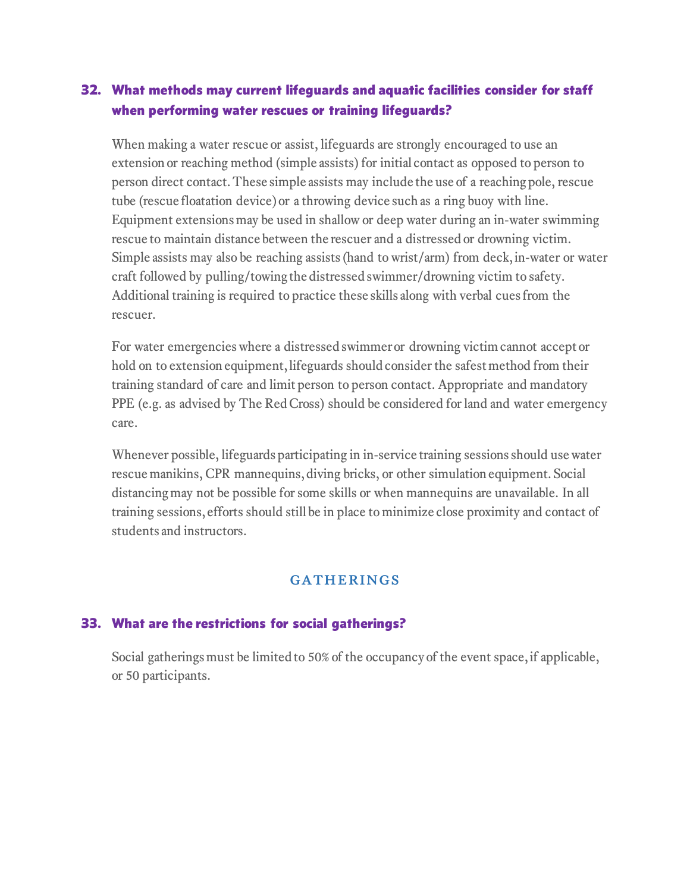### 32. What methods may current lifeguards and aquatic facilities consider for staff when performing water rescues or training lifeguards?

When making a water rescue or assist, lifeguards are strongly encouraged to use an extension or reaching method (simple assists) for initial contact as opposed to person to person direct contact. These simple assists may include the use of a reaching pole, rescue tube (rescue floatation device) or a throwing device such as a ring buoy with line. Equipment extensions may be used in shallow or deep water during an in-water swimming rescue to maintain distance between the rescuer and a distressed or drowning victim. Simple assists may also be reaching assists (hand to wrist/arm) from deck, in-water or water craft followed by pulling/towing the distressed swimmer/drowning victim to safety. Additional training is required to practice these skills along with verbal cues from the rescuer.

For water emergencies where a distressed swimmer or drowning victim cannot accept or hold on to extension equipment, lifeguards should consider the safest method from their training standard of care and limit person to person contact. Appropriate and mandatory PPE (e.g. as advised by The Red Cross) should be considered for land and water emergency care.

Whenever possible, lifeguards participating in in-service training sessions should use water rescue manikins, CPR mannequins, diving bricks, or other simulation equipment. Social distancing may not be possible for some skills or when mannequins are unavailable. In all training sessions, efforts should still be in place to minimize close proximity and contact of students and instructors.

## GATHERINGS

### 33. What are the restrictions for social gatherings?

Social gatherings must be limited to 50% of the occupancy of the event space, if applicable, or 50 participants.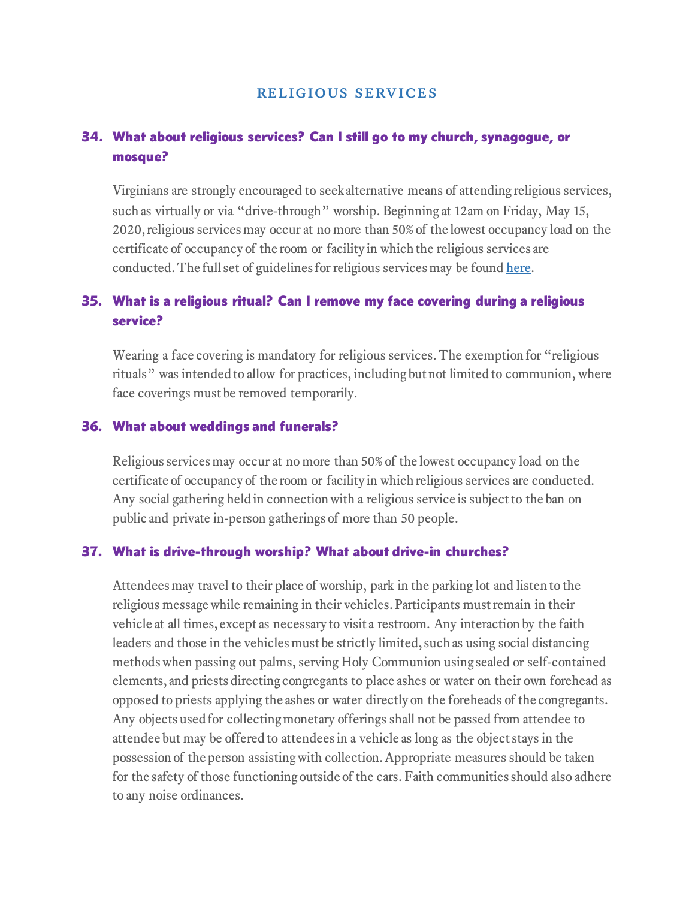## RELIGIOUS SERVICES

### 34. What about religious services? Can I still go to my church, synagogue, or mosque?

Virginians are strongly encouraged to seek alternative means of attending religious services, such as virtually or via "drive-through" worship. Beginning at 12am on Friday, May 15, 2020, religious services may occur at no more than 50% of the lowest occupancy load on the certificate of occupancy of the room or facility in which the religious services are conducted. The full set of guidelines for religious services may be found here.

### 35. What is a religious ritual? Can I remove my face covering during a religious service?

Wearing a face covering is mandatory for religious services. The exemption for "religious rituals" was intended to allow for practices, including but not limited to communion, where face coverings must be removed temporarily.

### 36. What about weddings and funerals?

Religious services may occur at no more than 50% of the lowest occupancy load on the certificate of occupancy of the room or facility in which religious services are conducted. Any social gathering held in connection with a religious service is subject to the ban on public and private in-person gatherings of more than 50 people.

### 37. What is drive-through worship? What about drive-in churches?

Attendees may travel to their place of worship, park in the parking lot and listen to the religious message while remaining in their vehicles. Participants must remain in their vehicle at all times, except as necessary to visit a restroom. Any interaction by the faith leaders and those in the vehicles must be strictly limited, such as using social distancing methods when passing out palms, serving Holy Communion using sealed or self-contained elements, and priests directing congregants to place ashes or water on their own forehead as opposed to priests applying the ashes or water directly on the foreheads of the congregants. Any objects used for collecting monetary offerings shall not be passed from attendee to attendee but may be offered to attendees in a vehicle as long as the object stays in the possession of the person assisting with collection. Appropriate measures should be taken for the safety of those functioning outside of the cars. Faith communities should also adhere to any noise ordinances.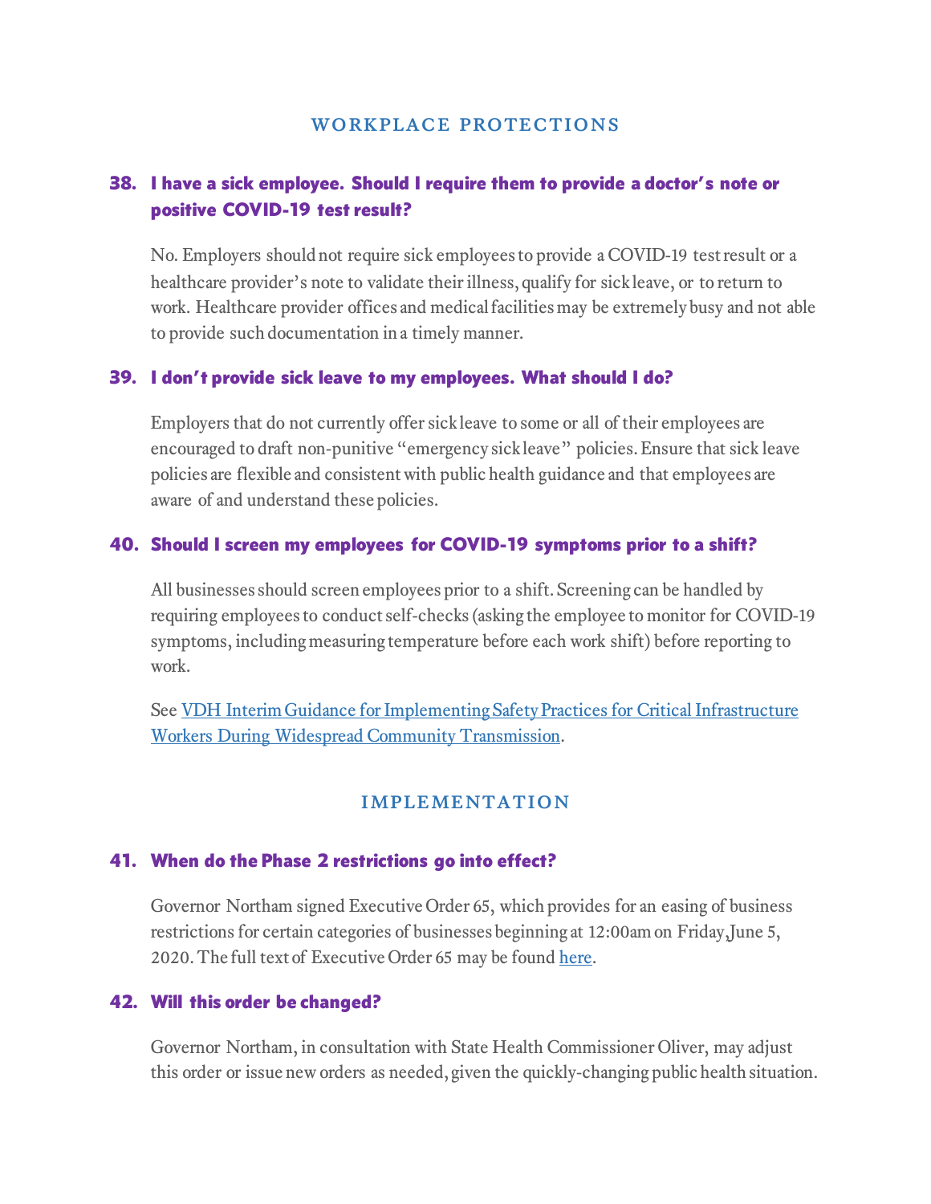## WORKPLACE PROTECTIONS

### 38. I have a sick employee. Should I require them to provide a doctor's note or positive COVID-19 test result?

No. Employers should not require sick employees to provide a COVID-19 test result or a healthcare provider's note to validate their illness, qualify for sick leave, or to return to work. Healthcare provider offices and medical facilities may be extremely busy and not able to provide such documentation in a timely manner.

### 39. I don't provide sick leave to my employees. What should I do?

Employers that do not currently offer sick leave to some or all of their employees are encouraged to draft non-punitive "emergency sick leave" policies. Ensure that sick leave policies are flexible and consistent with public health guidance and that employees are aware of and understand these policies.

### 40. Should I screen my employees for COVID-19 symptoms prior to a shift?

All businesses should screen employees prior to a shift. Screening can be handled by requiring employees to conduct self-checks (asking the employee to monitor for COVID-19 symptoms, including measuring temperature before each work shift) before reporting to work.

See [VDH Interim Guidance for Implementing Safety Practices for Critical Infrastructure Workers During Widespread Community Transmission]().

## IMPLEMENTATION

### 41. When do the Phase 2 restrictions go into effect?

Governor Northam signed Executive Order 65, which provides for an easing of business restrictions for certain categories of businesses beginning at 12:00am on Friday, June 5, 2020. The full text of Executive Order 65 may be found [here]().

### 42. Will this order be changed?

Governor Northam, in consultation with State Health Commissioner Oliver, may adjust this order or issue new orders as needed, given the quickly-changing public health situation.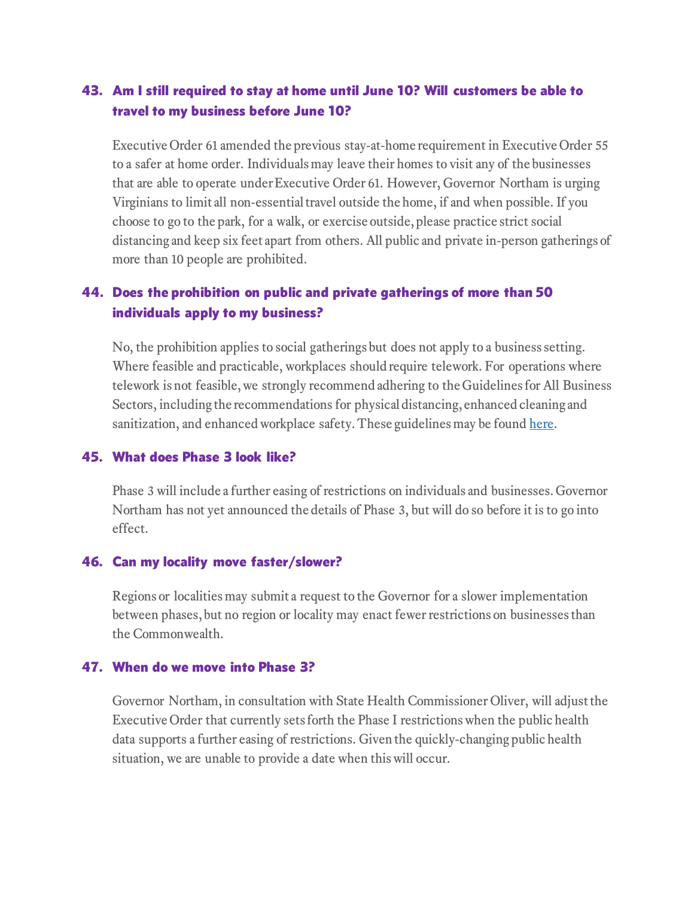### 43. Am I still required to stay at home until June 10? Will customers be able to travel to my business before June 10?

Executive Order 61 amended the previous stay-at-home requirement in Executive Order 55 to a safer at home order. Individuals may leave their homes to visit any of the businesses that are able to operate under Executive Order 61. However, Governor Northam is urging Virginians to limit all non-essential travel outside the home, if and when possible. If you choose to go to the park, for a walk, or exercise outside, please practice strict social distancing and keep six feet apart from others. All public and private in-person gatherings of more than 10 people are prohibited.

### 44. Does the prohibition on public and private gatherings of more than 50 individuals apply to my business?

No, the prohibition applies to social gatherings but does not apply to a business setting. Where feasible and practicable, workplaces should require telework. For operations where telework is not feasible, we strongly recommend adhering to the Guidelines for All Business Sectors, including the recommendations for physical distancing, enhanced cleaning and sanitization, and enhanced workplace safety. These guidelines may be found here.

### 45. What does Phase 3 look like?

Phase 3 will include a further easing of restrictions on individuals and businesses. Governor Northam has not yet announced the details of Phase 3, but will do so before it is to go into effect.

### 46. Can my locality move faster/slower?

Regions or localities may submit a request to the Governor for a slower implementation between phases, but no region or locality may enact fewer restrictions on businesses than the Commonwealth.

### 47. When do we move into Phase 3?

Governor Northam, in consultation with State Health Commissioner Oliver, will adjust the Executive Order that currently sets forth the Phase I restrictions when the public health data supports a further easing of restrictions. Given the quickly-changing public health situation, we are unable to provide a date when this will occur.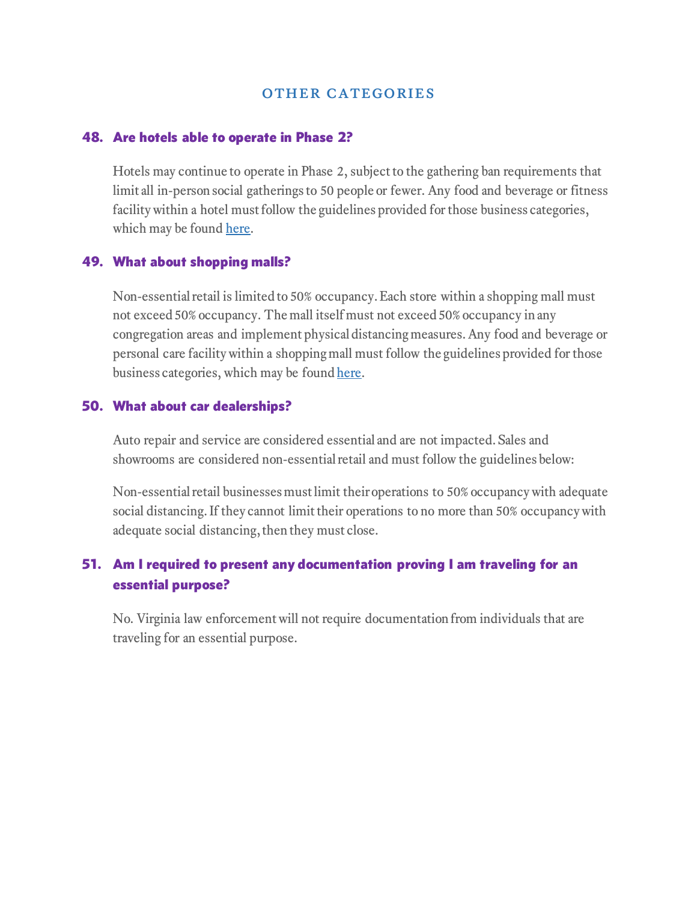## OTHER CATEGORIES

### 48. Are hotels able to operate in Phase 2?

Hotels may continue to operate in Phase 2, subject to the gathering ban requirements that limit all in-person social gatherings to 50 people or fewer. Any food and beverage or fitness facility within a hotel must follow the guidelines provided for those business categories, which may be found here.

### 49. What about shopping malls?

Non-essential retail is limited to 50% occupancy. Each store within a shopping mall must not exceed 50% occupancy. The mall itself must not exceed 50% occupancy in any congregation areas and implement physical distancing measures. Any food and beverage or personal care facility within a shopping mall must follow the guidelines provided for those business categories, which may be found here.

### 50. What about car dealerships?

Auto repair and service are considered essential and are not impacted. Sales and showrooms are considered non-essential retail and must follow the guidelines below:

Non-essential retail businesses must limit their operations to 50% occupancy with adequate social distancing. If they cannot limit their operations to no more than 50% occupancy with adequate social distancing, then they must close.

### 51. Am I required to present any documentation proving I am traveling for an essential purpose?

No. Virginia law enforcement will not require documentation from individuals that are traveling for an essential purpose.